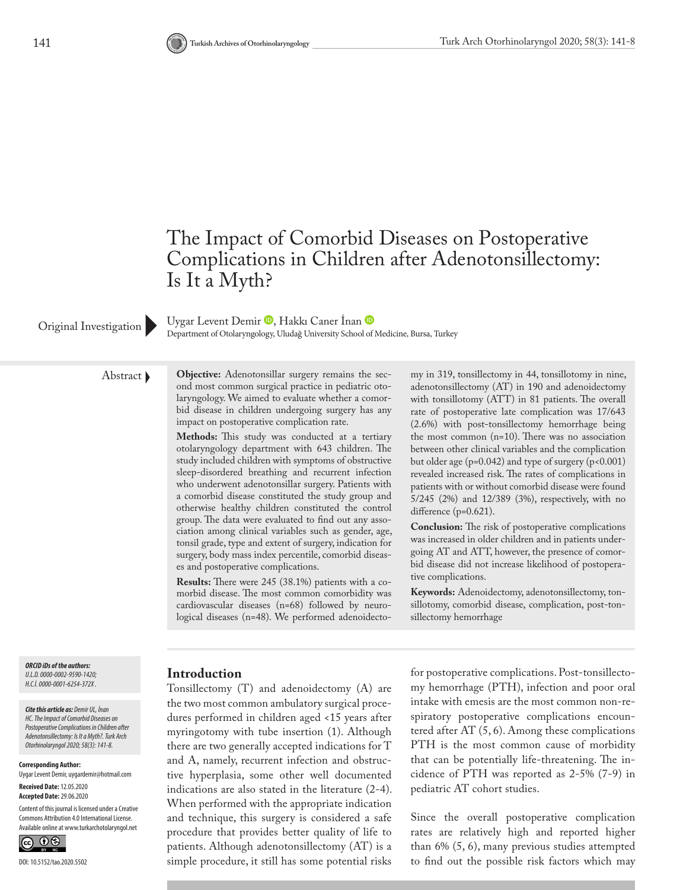# The Impact of Comorbid Diseases on Postoperative Complications in Children after Adenotonsillectomy: Is It a Myth?

Original Investigation

Uygar Levent Demir, Hakkı Caner İnan

Department of Otolaryngology, Uludağ University School of Medicine, Bursa, Turkey

## Abstract

**Objective:** Adenotonsillar surgery remains the second most common surgical practice in pediatric otolaryngology. We aimed to evaluate whether a comorbid disease in children undergoing surgery has any impact on postoperative complication rate.

**Methods:** This study was conducted at a tertiary otolaryngology department with 643 children. The study included children with symptoms of obstructive sleep-disordered breathing and recurrent infection who underwent adenotonsillar surgery. Patients with a comorbid disease constituted the study group and otherwise healthy children constituted the control group. The data were evaluated to find out any association among clinical variables such as gender, age, tonsil grade, type and extent of surgery, indication for surgery, body mass index percentile, comorbid diseases and postoperative complications.

**Results:** There were 245 (38.1%) patients with a comorbid disease. The most common comorbidity was cardiovascular diseases (n=68) followed by neurological diseases (n=48). We performed adenoidectomy in 319, tonsillectomy in 44, tonsillotomy in nine, adenotonsillectomy (AT) in 190 and adenoidectomy with tonsillotomy (ATT) in 81 patients. The overall rate of postoperative late complication was 17/643 (2.6%) with post-tonsillectomy hemorrhage being the most common (n=10). There was no association between other clinical variables and the complication but older age (p=0.042) and type of surgery (p<0.001) revealed increased risk. The rates of complications in patients with or without comorbid disease were found 5/245 (2%) and 12/389 (3%), respectively, with no difference (p=0.621).

**Conclusion:** The risk of postoperative complications was increased in older children and in patients undergoing AT and ATT, however, the presence of comorbid disease did not increase likelihood of postoperative complications.

**Keywords:** Adenoidectomy, adenotonsillectomy, tonsillotomy, comorbid disease, complication, post-tonsillectomy hemorrhage

*ORCID iDs of the authors:*
*U.L.D. 0000-0002-9590-1420;*
*H.C.İ. 0000-0001-6254-372X.*

***Cite this article as:** Demir UL, İnan HC. The Impact of Comorbid Diseases on Postoperative Complications in Children after Adenotonsillectomy: Is It a Myth?. Turk Arch Otorhinolaryngol 2020; 58(3): 141-8.*

**Corresponding Author:**
Uygar Levent Demir, uygardemir@hotmail.com

**Received Date:** 12.05.2020
**Accepted Date:** 29.06.2020

Content of this journal is licensed under a Creative Commons Attribution 4.0 International License. Available online at www.turkarchotolaryngol.net

DOI: 10.5152/tao.2020.5502

## Introduction

Tonsillectomy (T) and adenoidectomy (A) are the two most common ambulatory surgical procedures performed in children aged <15 years after myringotomy with tube insertion (1). Although there are two generally accepted indications for T and A, namely, recurrent infection and obstructive hyperplasia, some other well documented indications are also stated in the literature (2-4). When performed with the appropriate indication and technique, this surgery is considered a safe procedure that provides better quality of life to patients. Although adenotonsillectomy (AT) is a simple procedure, it still has some potential risks for postoperative complications. Post-tonsillectomy hemorrhage (PTH), infection and poor oral intake with emesis are the most common non-respiratory postoperative complications encountered after AT (5, 6). Among these complications PTH is the most common cause of morbidity that can be potentially life-threatening. The incidence of PTH was reported as 2-5% (7-9) in pediatric AT cohort studies.

Since the overall postoperative complication rates are relatively high and reported higher than 6% (5, 6), many previous studies attempted to find out the possible risk factors which may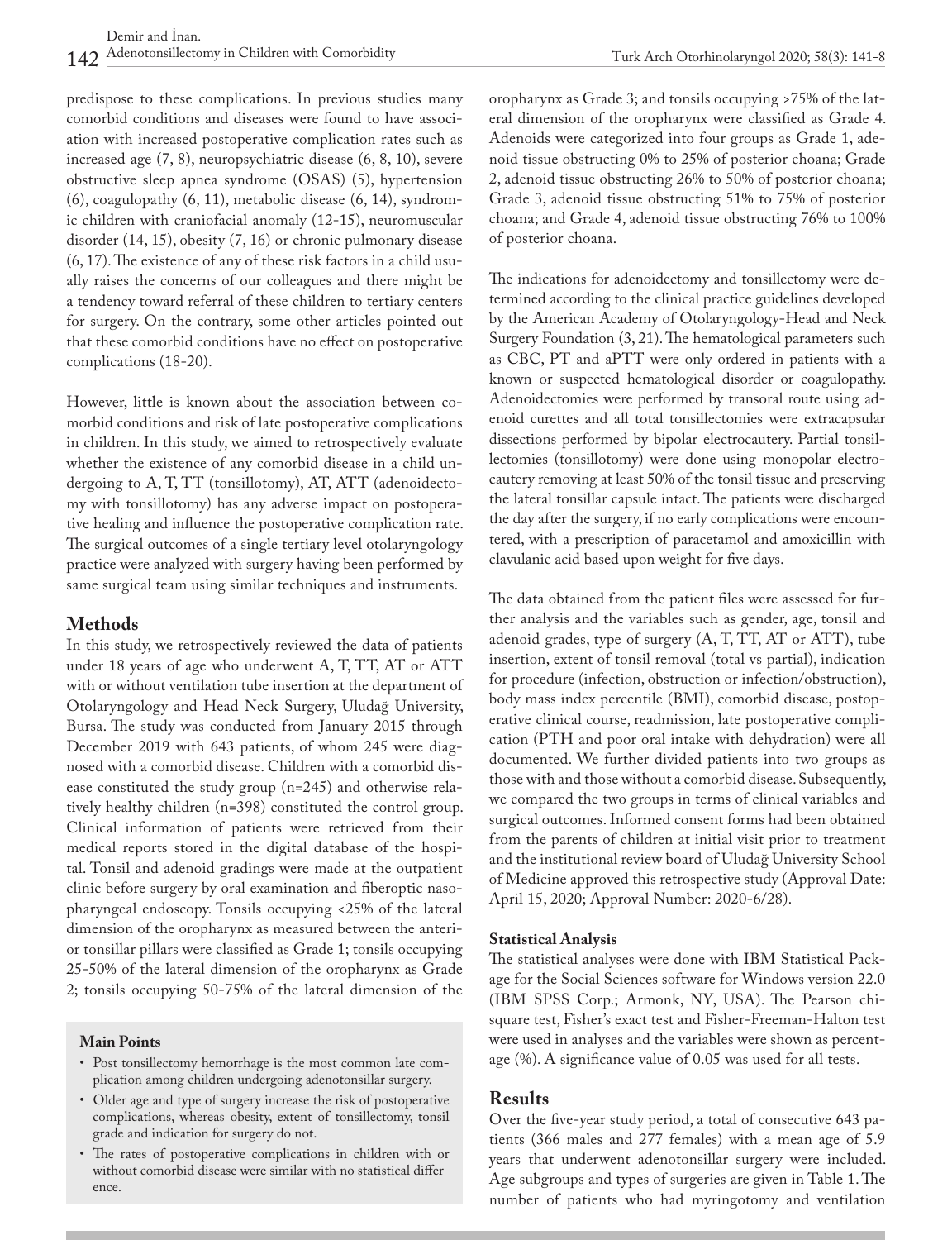predispose to these complications. In previous studies many comorbid conditions and diseases were found to have association with increased postoperative complication rates such as increased age (7, 8), neuropsychiatric disease (6, 8, 10), severe obstructive sleep apnea syndrome (OSAS) (5), hypertension (6), coagulopathy (6, 11), metabolic disease (6, 14), syndromic children with craniofacial anomaly (12-15), neuromuscular disorder (14, 15), obesity (7, 16) or chronic pulmonary disease (6, 17). The existence of any of these risk factors in a child usually raises the concerns of our colleagues and there might be a tendency toward referral of these children to tertiary centers for surgery. On the contrary, some other articles pointed out that these comorbid conditions have no effect on postoperative complications (18-20).

However, little is known about the association between comorbid conditions and risk of late postoperative complications in children. In this study, we aimed to retrospectively evaluate whether the existence of any comorbid disease in a child undergoing to A, T, TT (tonsillotomy), AT, ATT (adenoidectomy with tonsillotomy) has any adverse impact on postoperative healing and influence the postoperative complication rate. The surgical outcomes of a single tertiary level otolaryngology practice were analyzed with surgery having been performed by same surgical team using similar techniques and instruments.

## Methods

In this study, we retrospectively reviewed the data of patients under 18 years of age who underwent A, T, TT, AT or ATT with or without ventilation tube insertion at the department of Otolaryngology and Head Neck Surgery, Uludağ University, Bursa. The study was conducted from January 2015 through December 2019 with 643 patients, of whom 245 were diagnosed with a comorbid disease. Children with a comorbid disease constituted the study group (n=245) and otherwise relatively healthy children (n=398) constituted the control group. Clinical information of patients were retrieved from their medical reports stored in the digital database of the hospital. Tonsil and adenoid gradings were made at the outpatient clinic before surgery by oral examination and fiberoptic nasopharyngeal endoscopy. Tonsils occupying <25% of the lateral dimension of the oropharynx as measured between the anterior tonsillar pillars were classified as Grade 1; tonsils occupying 25-50% of the lateral dimension of the oropharynx as Grade 2; tonsils occupying 50-75% of the lateral dimension of the oropharynx as Grade 3; and tonsils occupying >75% of the lateral dimension of the oropharynx were classified as Grade 4. Adenoids were categorized into four groups as Grade 1, adenoid tissue obstructing 0% to 25% of posterior choana; Grade 2, adenoid tissue obstructing 26% to 50% of posterior choana; Grade 3, adenoid tissue obstructing 51% to 75% of posterior choana; and Grade 4, adenoid tissue obstructing 76% to 100% of posterior choana.

The indications for adenoidectomy and tonsillectomy were determined according to the clinical practice guidelines developed by the American Academy of Otolaryngology-Head and Neck Surgery Foundation (3, 21). The hematological parameters such as CBC, PT and aPTT were only ordered in patients with a known or suspected hematological disorder or coagulopathy. Adenoidectomies were performed by transoral route using adenoid curettes and all total tonsillectomies were extracapsular dissections performed by bipolar electrocautery. Partial tonsillectomies (tonsillotomy) were done using monopolar electrocautery removing at least 50% of the tonsil tissue and preserving the lateral tonsillar capsule intact. The patients were discharged the day after the surgery, if no early complications were encountered, with a prescription of paracetamol and amoxicillin with clavulanic acid based upon weight for five days.

The data obtained from the patient files were assessed for further analysis and the variables such as gender, age, tonsil and adenoid grades, type of surgery (A, T, TT, AT or ATT), tube insertion, extent of tonsil removal (total vs partial), indication for procedure (infection, obstruction or infection/obstruction), body mass index percentile (BMI), comorbid disease, postoperative clinical course, readmission, late postoperative complication (PTH and poor oral intake with dehydration) were all documented. We further divided patients into two groups as those with and those without a comorbid disease. Subsequently, we compared the two groups in terms of clinical variables and surgical outcomes. Informed consent forms had been obtained from the parents of children at initial visit prior to treatment and the institutional review board of Uludağ University School of Medicine approved this retrospective study (Approval Date: April 15, 2020; Approval Number: 2020-6/28).

### Statistical Analysis

The statistical analyses were done with IBM Statistical Package for the Social Sciences software for Windows version 22.0 (IBM SPSS Corp.; Armonk, NY, USA). The Pearson chi-square test, Fisher's exact test and Fisher-Freeman-Halton test were used in analyses and the variables were shown as percentage (%). A significance value of 0.05 was used for all tests.

## Results

Over the five-year study period, a total of consecutive 643 patients (366 males and 277 females) with a mean age of 5.9 years that underwent adenotonsillar surgery were included. Age subgroups and types of surgeries are given in Table 1. The number of patients who had myringotomy and ventilation

**Main Points**

- Post tonsillectomy hemorrhage is the most common late complication among children undergoing adenotonsillar surgery.
- Older age and type of surgery increase the risk of postoperative complications, whereas obesity, extent of tonsillectomy, tonsil grade and indication for surgery do not.
- The rates of postoperative complications in children with or without comorbid disease were similar with no statistical difference.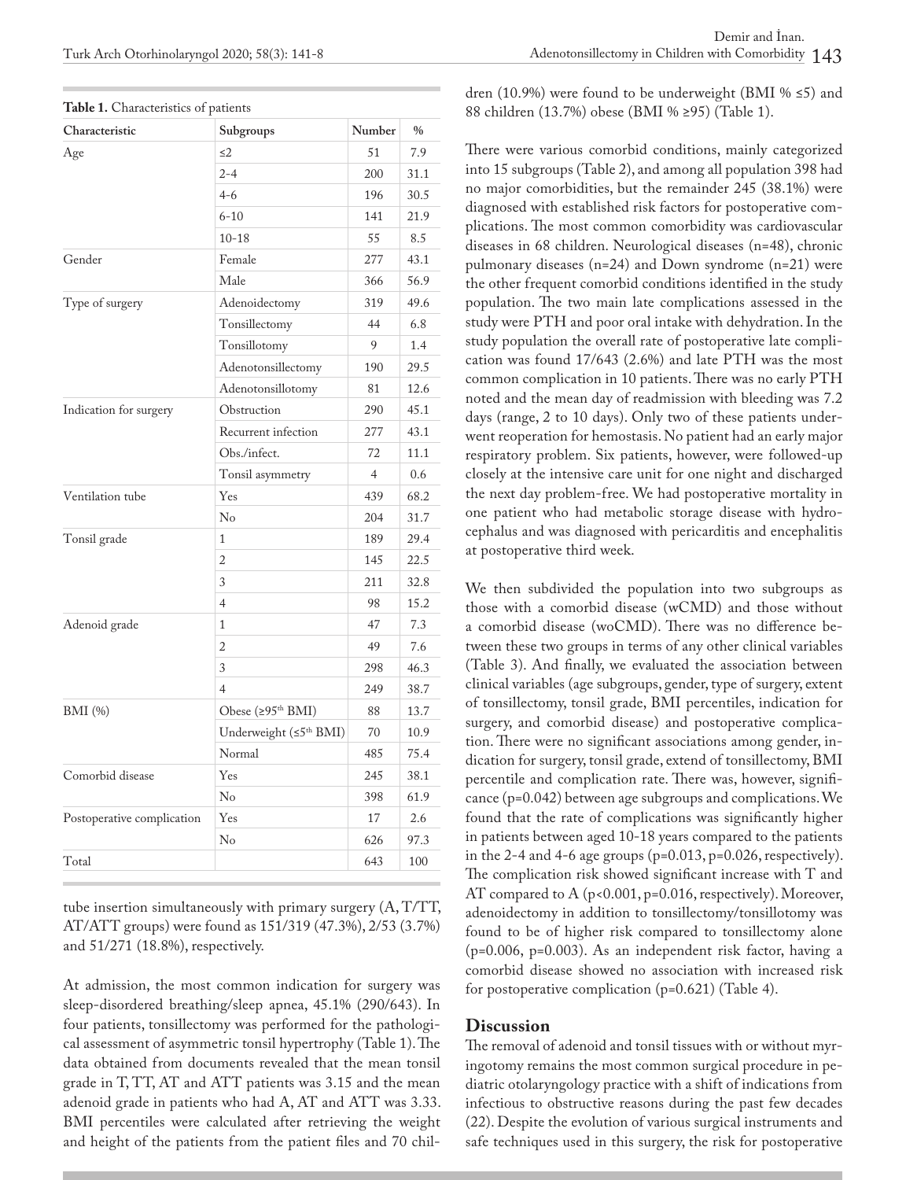**Table 1.** Characteristics of patients

| Characteristic | Subgroups | Number | % |
|---|---|---|---|
| Age | ≤2 | 51 | 7.9 |
| | 2-4 | 200 | 31.1 |
| | 4-6 | 196 | 30.5 |
| | 6-10 | 141 | 21.9 |
| | 10-18 | 55 | 8.5 |
| Gender | Female | 277 | 43.1 |
| | Male | 366 | 56.9 |
| Type of surgery | Adenoidectomy | 319 | 49.6 |
| | Tonsillectomy | 44 | 6.8 |
| | Tonsillotomy | 9 | 1.4 |
| | Adenotonsillectomy | 190 | 29.5 |
| | Adenotonsillotomy | 81 | 12.6 |
| Indication for surgery | Obstruction | 290 | 45.1 |
| | Recurrent infection | 277 | 43.1 |
| | Obs./infect. | 72 | 11.1 |
| | Tonsil asymmetry | 4 | 0.6 |
| Ventilation tube | Yes | 439 | 68.2 |
| | No | 204 | 31.7 |
| Tonsil grade | 1 | 189 | 29.4 |
| | 2 | 145 | 22.5 |
| | 3 | 211 | 32.8 |
| | 4 | 98 | 15.2 |
| Adenoid grade | 1 | 47 | 7.3 |
| | 2 | 49 | 7.6 |
| | 3 | 298 | 46.3 |
| | 4 | 249 | 38.7 |
| BMI (%) | Obese (≥95th BMI) | 88 | 13.7 |
| | Underweight (≤5th BMI) | 70 | 10.9 |
| | Normal | 485 | 75.4 |
| Comorbid disease | Yes | 245 | 38.1 |
| | No | 398 | 61.9 |
| Postoperative complication | Yes | 17 | 2.6 |
| | No | 626 | 97.3 |
| Total | | 643 | 100 |

tube insertion simultaneously with primary surgery (A, T/TT, AT/ATT groups) were found as 151/319 (47.3%), 2/53 (3.7%) and 51/271 (18.8%), respectively.

At admission, the most common indication for surgery was sleep-disordered breathing/sleep apnea, 45.1% (290/643). In four patients, tonsillectomy was performed for the pathological assessment of asymmetric tonsil hypertrophy (Table 1). The data obtained from documents revealed that the mean tonsil grade in T, TT, AT and ATT patients was 3.15 and the mean adenoid grade in patients who had A, AT and ATT was 3.33. BMI percentiles were calculated after retrieving the weight and height of the patients from the patient files and 70 children (10.9%) were found to be underweight (BMI % ≤5) and 88 children (13.7%) obese (BMI % ≥95) (Table 1).

There were various comorbid conditions, mainly categorized into 15 subgroups (Table 2), and among all population 398 had no major comorbidities, but the remainder 245 (38.1%) were diagnosed with established risk factors for postoperative complications. The most common comorbidity was cardiovascular diseases in 68 children. Neurological diseases (n=48), chronic pulmonary diseases (n=24) and Down syndrome (n=21) were the other frequent comorbid conditions identified in the study population. The two main late complications assessed in the study were PTH and poor oral intake with dehydration. In the study population the overall rate of postoperative late complication was found 17/643 (2.6%) and late PTH was the most common complication in 10 patients. There was no early PTH noted and the mean day of readmission with bleeding was 7.2 days (range, 2 to 10 days). Only two of these patients underwent reoperation for hemostasis. No patient had an early major respiratory problem. Six patients, however, were followed-up closely at the intensive care unit for one night and discharged the next day problem-free. We had postoperative mortality in one patient who had metabolic storage disease with hydrocephalus and was diagnosed with pericarditis and encephalitis at postoperative third week.

We then subdivided the population into two subgroups as those with a comorbid disease (wCMD) and those without a comorbid disease (woCMD). There was no difference between these two groups in terms of any other clinical variables (Table 3). And finally, we evaluated the association between clinical variables (age subgroups, gender, type of surgery, extent of tonsillectomy, tonsil grade, BMI percentiles, indication for surgery, and comorbid disease) and postoperative complication. There were no significant associations among gender, indication for surgery, tonsil grade, extend of tonsillectomy, BMI percentile and complication rate. There was, however, significance (p=0.042) between age subgroups and complications. We found that the rate of complications was significantly higher in patients between aged 10-18 years compared to the patients in the 2-4 and 4-6 age groups (p=0.013, p=0.026, respectively). The complication risk showed significant increase with T and AT compared to A (p<0.001, p=0.016, respectively). Moreover, adenoidectomy in addition to tonsillectomy/tonsillotomy was found to be of higher risk compared to tonsillectomy alone (p=0.006, p=0.003). As an independent risk factor, having a comorbid disease showed no association with increased risk for postoperative complication (p=0.621) (Table 4).

## Discussion

The removal of adenoid and tonsil tissues with or without myringotomy remains the most common surgical procedure in pediatric otolaryngology practice with a shift of indications from infectious to obstructive reasons during the past few decades (22). Despite the evolution of various surgical instruments and safe techniques used in this surgery, the risk for postoperative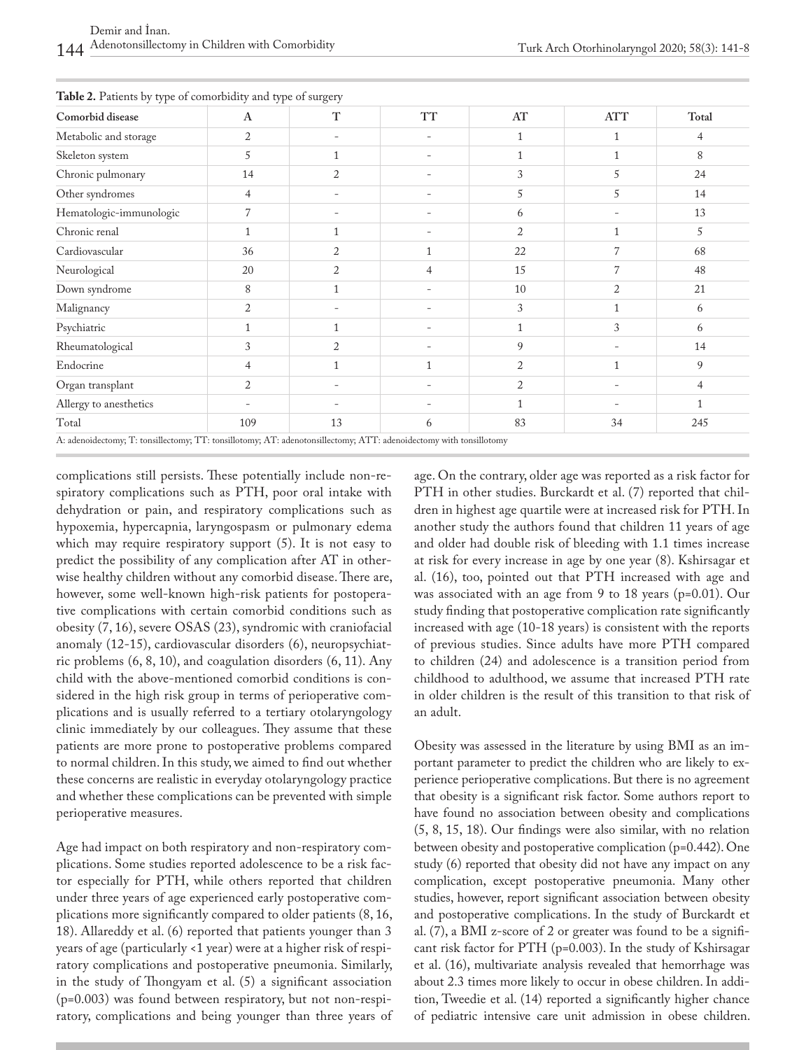**Table 2.** Patients by type of comorbidity and type of surgery

| Comorbid disease | A | T | TT | AT | ATT | Total |
|---|---|---|---|---|---|---|
| Metabolic and storage | 2 | - | - | 1 | 1 | 4 |
| Skeleton system | 5 | 1 | - | 1 | 1 | 8 |
| Chronic pulmonary | 14 | 2 | - | 3 | 5 | 24 |
| Other syndromes | 4 | - | - | 5 | 5 | 14 |
| Hematologic-immunologic | 7 | - | - | 6 | - | 13 |
| Chronic renal | 1 | 1 | - | 2 | 1 | 5 |
| Cardiovascular | 36 | 2 | 1 | 22 | 7 | 68 |
| Neurological | 20 | 2 | 4 | 15 | 7 | 48 |
| Down syndrome | 8 | 1 | - | 10 | 2 | 21 |
| Malignancy | 2 | - | - | 3 | 1 | 6 |
| Psychiatric | 1 | 1 | - | 1 | 3 | 6 |
| Rheumatological | 3 | 2 | - | 9 | - | 14 |
| Endocrine | 4 | 1 | 1 | 2 | 1 | 9 |
| Organ transplant | 2 | - | - | 2 | - | 4 |
| Allergy to anesthetics | - | - | - | 1 | - | 1 |
| Total | 109 | 13 | 6 | 83 | 34 | 245 |

A: adenoidectomy; T: tonsillectomy; TT: tonsillotomy; AT: adenotonsillectomy; ATT: adenoidectomy with tonsillotomy

complications still persists. These potentially include non-respiratory complications such as PTH, poor oral intake with dehydration or pain, and respiratory complications such as hypoxemia, hypercapnia, laryngospasm or pulmonary edema which may require respiratory support (5). It is not easy to predict the possibility of any complication after AT in otherwise healthy children without any comorbid disease. There are, however, some well-known high-risk patients for postoperative complications with certain comorbid conditions such as obesity (7, 16), severe OSAS (23), syndromic with craniofacial anomaly (12-15), cardiovascular disorders (6), neuropsychiatric problems (6, 8, 10), and coagulation disorders (6, 11). Any child with the above-mentioned comorbid conditions is considered in the high risk group in terms of perioperative complications and is usually referred to a tertiary otolaryngology clinic immediately by our colleagues. They assume that these patients are more prone to postoperative problems compared to normal children. In this study, we aimed to find out whether these concerns are realistic in everyday otolaryngology practice and whether these complications can be prevented with simple perioperative measures.

Age had impact on both respiratory and non-respiratory complications. Some studies reported adolescence to be a risk factor especially for PTH, while others reported that children under three years of age experienced early postoperative complications more significantly compared to older patients (8, 16, 18). Allareddy et al. (6) reported that patients younger than 3 years of age (particularly <1 year) were at a higher risk of respiratory complications and postoperative pneumonia. Similarly, in the study of Thongyam et al. (5) a significant association (p=0.003) was found between respiratory, but not non-respiratory, complications and being younger than three years of age. On the contrary, older age was reported as a risk factor for PTH in other studies. Burckardt et al. (7) reported that children in highest age quartile were at increased risk for PTH. In another study the authors found that children 11 years of age and older had double risk of bleeding with 1.1 times increase at risk for every increase in age by one year (8). Kshirsagar et al. (16), too, pointed out that PTH increased with age and was associated with an age from 9 to 18 years (p=0.01). Our study finding that postoperative complication rate significantly increased with age (10-18 years) is consistent with the reports of previous studies. Since adults have more PTH compared to children (24) and adolescence is a transition period from childhood to adulthood, we assume that increased PTH rate in older children is the result of this transition to that risk of an adult.

Obesity was assessed in the literature by using BMI as an important parameter to predict the children who are likely to experience perioperative complications. But there is no agreement that obesity is a significant risk factor. Some authors report to have found no association between obesity and complications (5, 8, 15, 18). Our findings were also similar, with no relation between obesity and postoperative complication (p=0.442). One study (6) reported that obesity did not have any impact on any complication, except postoperative pneumonia. Many other studies, however, report significant association between obesity and postoperative complications. In the study of Burckardt et al. (7), a BMI z-score of 2 or greater was found to be a significant risk factor for PTH (p=0.003). In the study of Kshirsagar et al. (16), multivariate analysis revealed that hemorrhage was about 2.3 times more likely to occur in obese children. In addition, Tweedie et al. (14) reported a significantly higher chance of pediatric intensive care unit admission in obese children.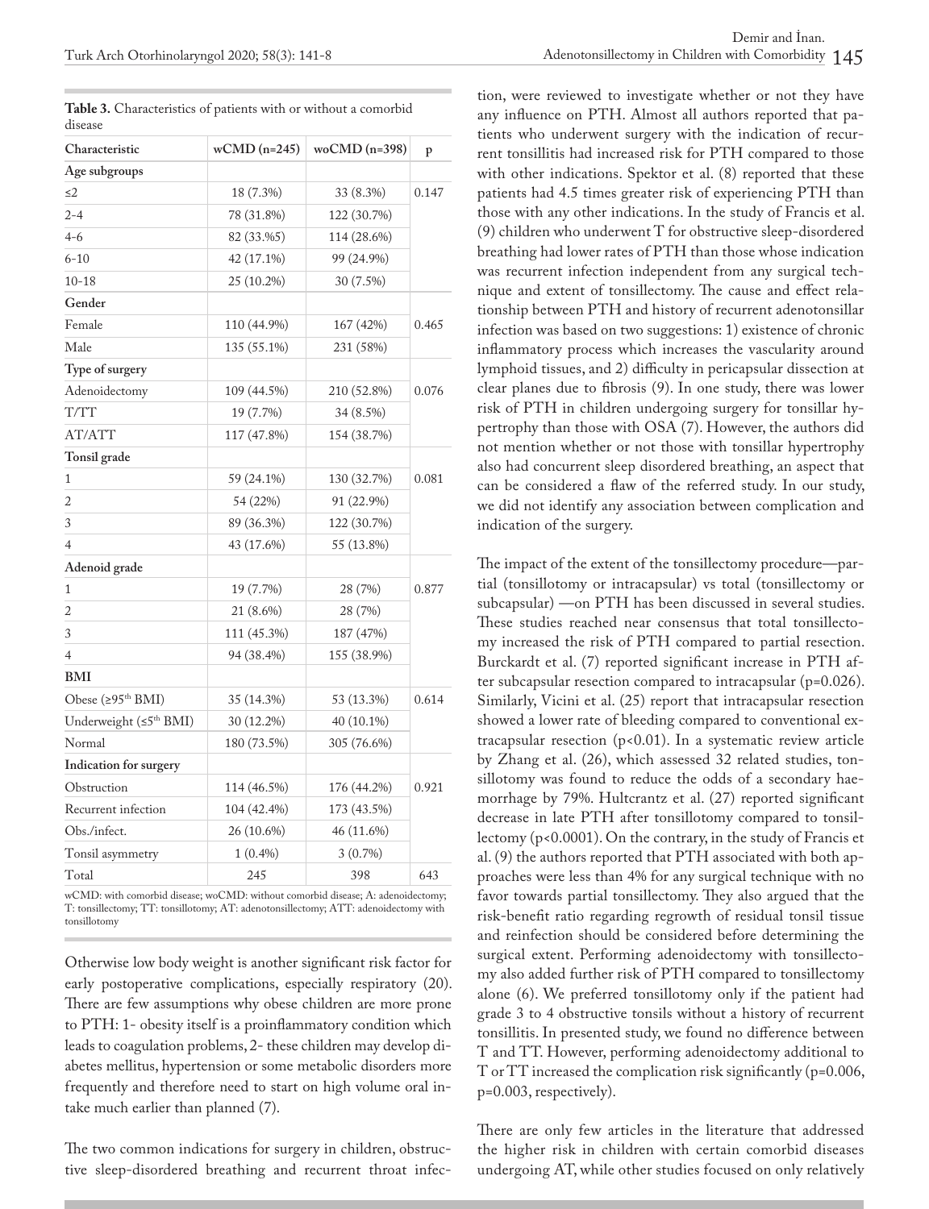**Table 3.** Characteristics of patients with or without a comorbid disease

| Characteristic | wCMD (n=245) | woCMD (n=398) | p |
|---|---|---|---|
| **Age subgroups** | | | |
| ≤2 | 18 (7.3%) | 33 (8.3%) | 0.147 |
| 2-4 | 78 (31.8%) | 122 (30.7%) | |
| 4-6 | 82 (33.%5) | 114 (28.6%) | |
| 6-10 | 42 (17.1%) | 99 (24.9%) | |
| 10-18 | 25 (10.2%) | 30 (7.5%) | |
| **Gender** | | | |
| Female | 110 (44.9%) | 167 (42%) | 0.465 |
| Male | 135 (55.1%) | 231 (58%) | |
| **Type of surgery** | | | |
| Adenoidectomy | 109 (44.5%) | 210 (52.8%) | 0.076 |
| T/TT | 19 (7.7%) | 34 (8.5%) | |
| AT/ATT | 117 (47.8%) | 154 (38.7%) | |
| **Tonsil grade** | | | |
| 1 | 59 (24.1%) | 130 (32.7%) | 0.081 |
| 2 | 54 (22%) | 91 (22.9%) | |
| 3 | 89 (36.3%) | 122 (30.7%) | |
| 4 | 43 (17.6%) | 55 (13.8%) | |
| **Adenoid grade** | | | |
| 1 | 19 (7.7%) | 28 (7%) | 0.877 |
| 2 | 21 (8.6%) | 28 (7%) | |
| 3 | 111 (45.3%) | 187 (47%) | |
| 4 | 94 (38.4%) | 155 (38.9%) | |
| **BMI** | | | |
| Obese (≥95th BMI) | 35 (14.3%) | 53 (13.3%) | 0.614 |
| Underweight (≤5th BMI) | 30 (12.2%) | 40 (10.1%) | |
| Normal | 180 (73.5%) | 305 (76.6%) | |
| **Indication for surgery** | | | |
| Obstruction | 114 (46.5%) | 176 (44.2%) | 0.921 |
| Recurrent infection | 104 (42.4%) | 173 (43.5%) | |
| Obs./infect. | 26 (10.6%) | 46 (11.6%) | |
| Tonsil asymmetry | 1 (0.4%) | 3 (0.7%) | |
| Total | 245 | 398 | 643 |

wCMD: with comorbid disease; woCMD: without comorbid disease; A: adenoidectomy; T: tonsillectomy; TT: tonsillotomy; AT: adenotonsillectomy; ATT: adenoidectomy with tonsillotomy

Otherwise low body weight is another significant risk factor for early postoperative complications, especially respiratory (20). There are few assumptions why obese children are more prone to PTH: 1- obesity itself is a proinflammatory condition which leads to coagulation problems, 2- these children may develop diabetes mellitus, hypertension or some metabolic disorders more frequently and therefore need to start on high volume oral intake much earlier than planned (7).

The two common indications for surgery in children, obstructive sleep-disordered breathing and recurrent throat infection, were reviewed to investigate whether or not they have any influence on PTH. Almost all authors reported that patients who underwent surgery with the indication of recurrent tonsillitis had increased risk for PTH compared to those with other indications. Spektor et al. (8) reported that these patients had 4.5 times greater risk of experiencing PTH than those with any other indications. In the study of Francis et al. (9) children who underwent T for obstructive sleep-disordered breathing had lower rates of PTH than those whose indication was recurrent infection independent from any surgical technique and extent of tonsillectomy. The cause and effect relationship between PTH and history of recurrent adenotonsillar infection was based on two suggestions: 1) existence of chronic inflammatory process which increases the vascularity around lymphoid tissues, and 2) difficulty in pericapsular dissection at clear planes due to fibrosis (9). In one study, there was lower risk of PTH in children undergoing surgery for tonsillar hypertrophy than those with OSA (7). However, the authors did not mention whether or not those with tonsillar hypertrophy also had concurrent sleep disordered breathing, an aspect that can be considered a flaw of the referred study. In our study, we did not identify any association between complication and indication of the surgery.

The impact of the extent of the tonsillectomy procedure—partial (tonsillotomy or intracapsular) vs total (tonsillectomy or subcapsular) —on PTH has been discussed in several studies. These studies reached near consensus that total tonsillectomy increased the risk of PTH compared to partial resection. Burckardt et al. (7) reported significant increase in PTH after subcapsular resection compared to intracapsular ($p=0.026$). Similarly, Vicini et al. (25) report that intracapsular resection showed a lower rate of bleeding compared to conventional extracapsular resection ($p<0.01$). In a systematic review article by Zhang et al. (26), which assessed 32 related studies, tonsillotomy was found to reduce the odds of a secondary haemorrhage by 79%. Hultcrantz et al. (27) reported significant decrease in late PTH after tonsillotomy compared to tonsillectomy ($p<0.0001$). On the contrary, in the study of Francis et al. (9) the authors reported that PTH associated with both approaches were less than 4% for any surgical technique with no favor towards partial tonsillectomy. They also argued that the risk-benefit ratio regarding regrowth of residual tonsil tissue and reinfection should be considered before determining the surgical extent. Performing adenoidectomy with tonsillectomy also added further risk of PTH compared to tonsillectomy alone (6). We preferred tonsillotomy only if the patient had grade 3 to 4 obstructive tonsils without a history of recurrent tonsillitis. In presented study, we found no difference between T and TT. However, performing adenoidectomy additional to T or TT increased the complication risk significantly ($p=0.006$, $p=0.003$, respectively).

There are only few articles in the literature that addressed the higher risk in children with certain comorbid diseases undergoing AT, while other studies focused on only relatively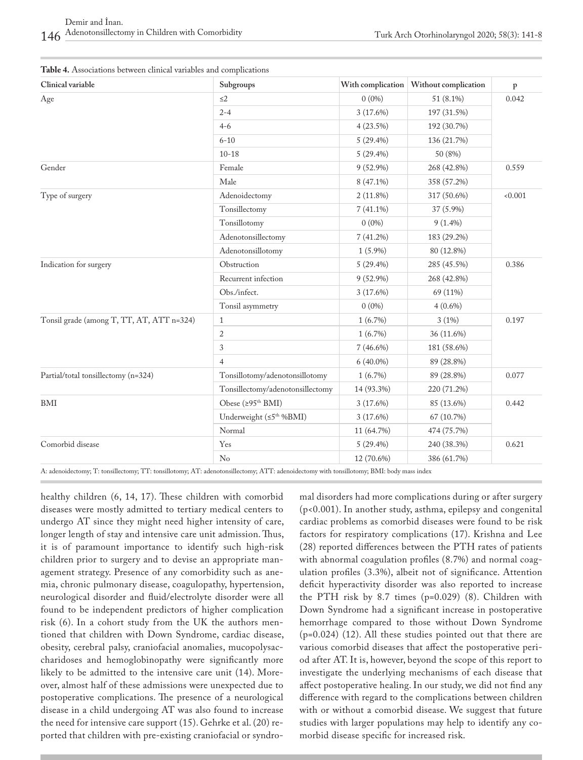**Table 4.** Associations between clinical variables and complications

| Clinical variable | Subgroups | With complication | Without complication | p |
|---|---|---|---|---|
| Age | ≤2 | 0 (0%) | 51 (8.1%) | 0.042 |
| | 2-4 | 3 (17.6%) | 197 (31.5%) | |
| | 4-6 | 4 (23.5%) | 192 (30.7%) | |
| | 6-10 | 5 (29.4%) | 136 (21.7%) | |
| | 10-18 | 5 (29.4%) | 50 (8%) | |
| Gender | Female | 9 (52.9%) | 268 (42.8%) | 0.559 |
| | Male | 8 (47.1%) | 358 (57.2%) | |
| Type of surgery | Adenoidectomy | 2 (11.8%) | 317 (50.6%) | <0.001 |
| | Tonsillectomy | 7 (41.1%) | 37 (5.9%) | |
| | Tonsillotomy | 0 (0%) | 9 (1.4%) | |
| | Adenotonsillectomy | 7 (41.2%) | 183 (29.2%) | |
| | Adenotonsillotomy | 1 (5.9%) | 80 (12.8%) | |
| Indication for surgery | Obstruction | 5 (29.4%) | 285 (45.5%) | 0.386 |
| | Recurrent infection | 9 (52.9%) | 268 (42.8%) | |
| | Obs./infect. | 3 (17.6%) | 69 (11%) | |
| | Tonsil asymmetry | 0 (0%) | 4 (0.6%) | |
| Tonsil grade (among T, TT, AT, ATT n=324) | 1 | 1 (6.7%) | 3 (1%) | 0.197 |
| | 2 | 1 (6.7%) | 36 (11.6%) | |
| | 3 | 7 (46.6%) | 181 (58.6%) | |
| | 4 | 6 (40.0%) | 89 (28.8%) | |
| Partial/total tonsillectomy (n=324) | Tonsillotomy/adenotonsillotomy | 1 (6.7%) | 89 (28.8%) | 0.077 |
| | Tonsillectomy/adenotonsillectomy | 14 (93.3%) | 220 (71.2%) | |
| BMI | Obese (≥95th BMI) | 3 (17.6%) | 85 (13.6%) | 0.442 |
| | Underweight (≤5th %BMI) | 3 (17.6%) | 67 (10.7%) | |
| | Normal | 11 (64.7%) | 474 (75.7%) | |
| Comorbid disease | Yes | 5 (29.4%) | 240 (38.3%) | 0.621 |
| | No | 12 (70.6%) | 386 (61.7%) | |

A: adenoidectomy; T: tonsillectomy; TT: tonsillotomy; AT: adenotonsillectomy; ATT: adenoidectomy with tonsillotomy; BMI: body mass index

healthy children (6, 14, 17). These children with comorbid diseases were mostly admitted to tertiary medical centers to undergo AT since they might need higher intensity of care, longer length of stay and intensive care unit admission. Thus, it is of paramount importance to identify such high-risk children prior to surgery and to devise an appropriate management strategy. Presence of any comorbidity such as anemia, chronic pulmonary disease, coagulopathy, hypertension, neurological disorder and fluid/electrolyte disorder were all found to be independent predictors of higher complication risk (6). In a cohort study from the UK the authors mentioned that children with Down Syndrome, cardiac disease, obesity, cerebral palsy, craniofacial anomalies, mucopolysaccharidoses and hemoglobinopathy were significantly more likely to be admitted to the intensive care unit (14). Moreover, almost half of these admissions were unexpected due to postoperative complications. The presence of a neurological disease in a child undergoing AT was also found to increase the need for intensive care support (15). Gehrke et al. (20) reported that children with pre-existing craniofacial or syndromal disorders had more complications during or after surgery (p<0.001). In another study, asthma, epilepsy and congenital cardiac problems as comorbid diseases were found to be risk factors for respiratory complications (17). Krishna and Lee (28) reported differences between the PTH rates of patients with abnormal coagulation profiles (8.7%) and normal coagulation profiles (3.3%), albeit not of significance. Attention deficit hyperactivity disorder was also reported to increase the PTH risk by 8.7 times (p=0.029) (8). Children with Down Syndrome had a significant increase in postoperative hemorrhage compared to those without Down Syndrome (p=0.024) (12). All these studies pointed out that there are various comorbid diseases that affect the postoperative period after AT. It is, however, beyond the scope of this report to investigate the underlying mechanisms of each disease that affect postoperative healing. In our study, we did not find any difference with regard to the complications between children with or without a comorbid disease. We suggest that future studies with larger populations may help to identify any comorbid disease specific for increased risk.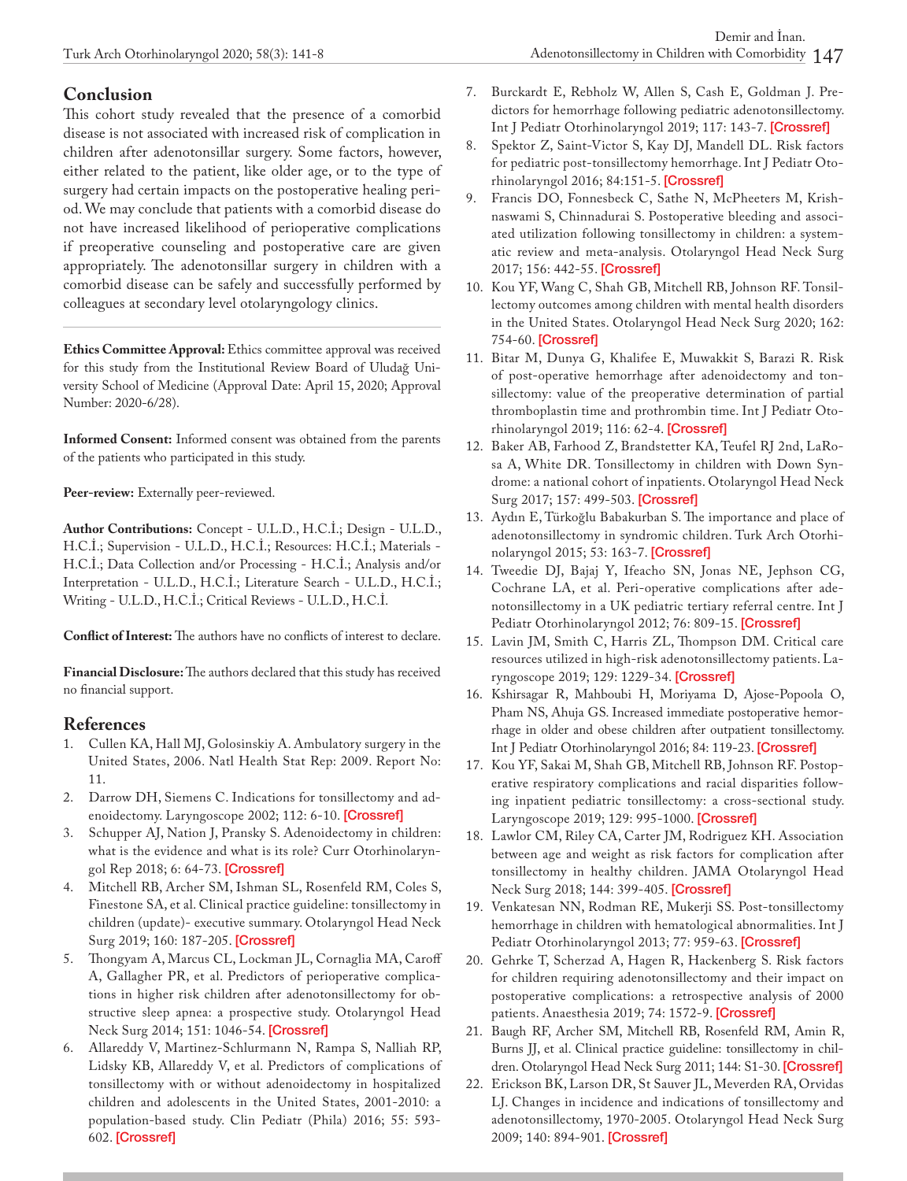## Conclusion

This cohort study revealed that the presence of a comorbid disease is not associated with increased risk of complication in children after adenotonsillar surgery. Some factors, however, either related to the patient, like older age, or to the type of surgery had certain impacts on the postoperative healing period. We may conclude that patients with a comorbid disease do not have increased likelihood of perioperative complications if preoperative counseling and postoperative care are given appropriately. The adenotonsillar surgery in children with a comorbid disease can be safely and successfully performed by colleagues at secondary level otolaryngology clinics.

---

**Ethics Committee Approval:** Ethics committee approval was received for this study from the Institutional Review Board of Uludağ University School of Medicine (Approval Date: April 15, 2020; Approval Number: 2020-6/28).

**Informed Consent:** Informed consent was obtained from the parents of the patients who participated in this study.

**Peer-review:** Externally peer-reviewed.

**Author Contributions:** Concept - U.L.D., H.C.İ.; Design - U.L.D., H.C.İ.; Supervision - U.L.D., H.C.İ.; Resources: H.C.İ.; Materials - H.C.İ.; Data Collection and/or Processing - H.C.İ.; Analysis and/or Interpretation - U.L.D., H.C.İ.; Literature Search - U.L.D., H.C.İ.; Writing - U.L.D., H.C.İ.; Critical Reviews - U.L.D., H.C.İ.

**Conflict of Interest:** The authors have no conflicts of interest to declare.

**Financial Disclosure:** The authors declared that this study has received no financial support.

## References

1. Cullen KA, Hall MJ, Golosinskiy A. Ambulatory surgery in the United States, 2006. Natl Health Stat Rep: 2009. Report No: 11.
2. Darrow DH, Siemens C. Indications for tonsillectomy and adenoidectomy. Laryngoscope 2002; 112: 6-10. [Crossref]
3. Schupper AJ, Nation J, Pransky S. Adenoidectomy in children: what is the evidence and what is its role? Curr Otorhinolaryngol Rep 2018; 6: 64-73. [Crossref]
4. Mitchell RB, Archer SM, Ishman SL, Rosenfeld RM, Coles S, Finestone SA, et al. Clinical practice guideline: tonsillectomy in children (update)- executive summary. Otolaryngol Head Neck Surg 2019; 160: 187-205. [Crossref]
5. Thongyam A, Marcus CL, Lockman JL, Cornaglia MA, Caroff A, Gallagher PR, et al. Predictors of perioperative complications in higher risk children after adenotonsillectomy for obstructive sleep apnea: a prospective study. Otolaryngol Head Neck Surg 2014; 151: 1046-54. [Crossref]
6. Allareddy V, Martinez-Schlurmann N, Rampa S, Nalliah RP, Lidsky KB, Allareddy V, et al. Predictors of complications of tonsillectomy with or without adenoidectomy in hospitalized children and adolescents in the United States, 2001-2010: a population-based study. Clin Pediatr (Phila) 2016; 55: 593-602. [Crossref]
7. Burckardt E, Rebholz W, Allen S, Cash E, Goldman J. Predictors for hemorrhage following pediatric adenotonsillectomy. Int J Pediatr Otorhinolaryngol 2019; 117: 143-7. [Crossref]
8. Spektor Z, Saint-Victor S, Kay DJ, Mandell DL. Risk factors for pediatric post-tonsillectomy hemorrhage. Int J Pediatr Otorhinolaryngol 2016; 84:151-5. [Crossref]
9. Francis DO, Fonnesbeck C, Sathe N, McPheeters M, Krishnaswami S, Chinnadurai S. Postoperative bleeding and associated utilization following tonsillectomy in children: a systematic review and meta-analysis. Otolaryngol Head Neck Surg 2017; 156: 442-55. [Crossref]
10. Kou YF, Wang C, Shah GB, Mitchell RB, Johnson RF. Tonsillectomy outcomes among children with mental health disorders in the United States. Otolaryngol Head Neck Surg 2020; 162: 754-60. [Crossref]
11. Bitar M, Dunya G, Khalifee E, Muwakkit S, Barazi R. Risk of post-operative hemorrhage after adenoidectomy and tonsillectomy: value of the preoperative determination of partial thromboplastin time and prothrombin time. Int J Pediatr Otorhinolaryngol 2019; 116: 62-4. [Crossref]
12. Baker AB, Farhood Z, Brandstetter KA, Teufel RJ 2nd, LaRosa A, White DR. Tonsillectomy in children with Down Syndrome: a national cohort of inpatients. Otolaryngol Head Neck Surg 2017; 157: 499-503. [Crossref]
13. Aydın E, Türkoğlu Babakurban S. The importance and place of adenotonsillectomy in syndromic children. Turk Arch Otorhinolaryngol 2015; 53: 163-7. [Crossref]
14. Tweedie DJ, Bajaj Y, Ifeacho SN, Jonas NE, Jephson CG, Cochrane LA, et al. Peri-operative complications after adenotonsillectomy in a UK pediatric tertiary referral centre. Int J Pediatr Otorhinolaryngol 2012; 76: 809-15. [Crossref]
15. Lavin JM, Smith C, Harris ZL, Thompson DM. Critical care resources utilized in high-risk adenotonsillectomy patients. Laryngoscope 2019; 129: 1229-34. [Crossref]
16. Kshirsagar R, Mahboubi H, Moriyama D, Ajose-Popoola O, Pham NS, Ahuja GS. Increased immediate postoperative hemorrhage in older and obese children after outpatient tonsillectomy. Int J Pediatr Otorhinolaryngol 2016; 84: 119-23. [Crossref]
17. Kou YF, Sakai M, Shah GB, Mitchell RB, Johnson RF. Postoperative respiratory complications and racial disparities following inpatient pediatric tonsillectomy: a cross-sectional study. Laryngoscope 2019; 129: 995-1000. [Crossref]
18. Lawlor CM, Riley CA, Carter JM, Rodriguez KH. Association between age and weight as risk factors for complication after tonsillectomy in healthy children. JAMA Otolaryngol Head Neck Surg 2018; 144: 399-405. [Crossref]
19. Venkatesan NN, Rodman RE, Mukerji SS. Post-tonsillectomy hemorrhage in children with hematological abnormalities. Int J Pediatr Otorhinolaryngol 2013; 77: 959-63. [Crossref]
20. Gehrke T, Scherzad A, Hagen R, Hackenberg S. Risk factors for children requiring adenotonsillectomy and their impact on postoperative complications: a retrospective analysis of 2000 patients. Anaesthesia 2019; 74: 1572-9. [Crossref]
21. Baugh RF, Archer SM, Mitchell RB, Rosenfeld RM, Amin R, Burns JJ, et al. Clinical practice guideline: tonsillectomy in children. Otolaryngol Head Neck Surg 2011; 144: S1-30. [Crossref]
22. Erickson BK, Larson DR, St Sauver JL, Meverden RA, Orvidas LJ. Changes in incidence and indications of tonsillectomy and adenotonsillectomy, 1970-2005. Otolaryngol Head Neck Surg 2009; 140: 894-901. [Crossref]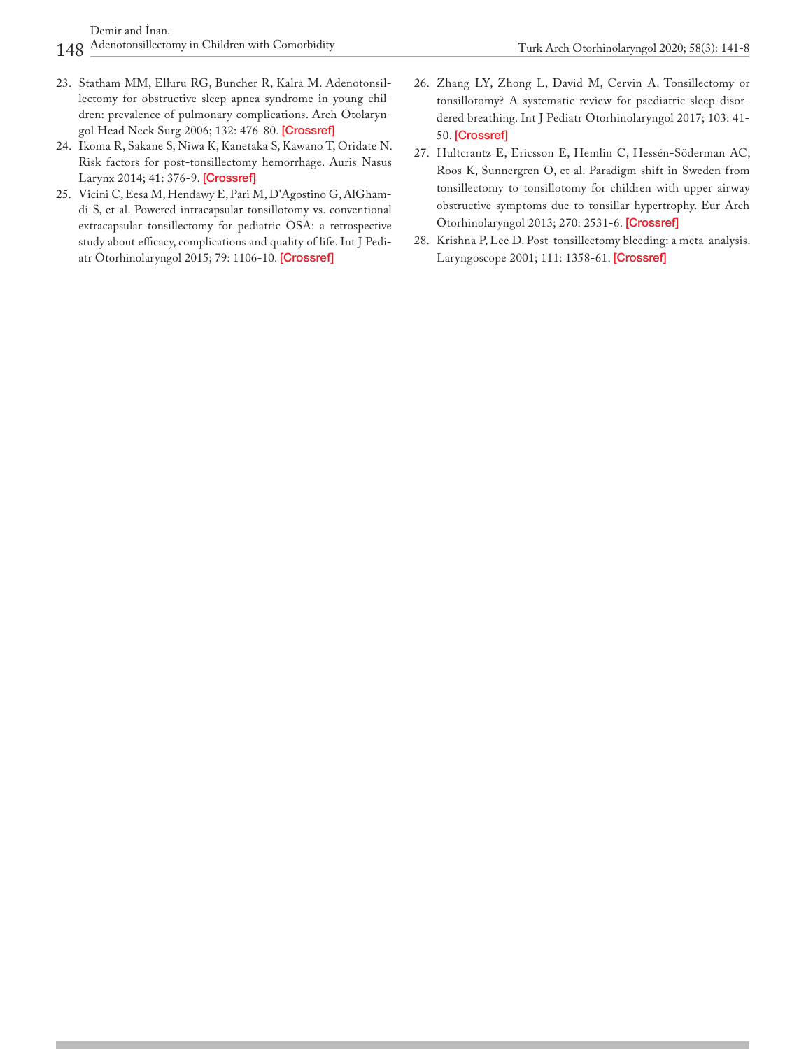23. Statham MM, Elluru RG, Buncher R, Kalra M. Adenotonsillectomy for obstructive sleep apnea syndrome in young children: prevalence of pulmonary complications. Arch Otolaryngol Head Neck Surg 2006; 132: 476-80. [Crossref]
24. Ikoma R, Sakane S, Niwa K, Kanetaka S, Kawano T, Oridate N. Risk factors for post-tonsillectomy hemorrhage. Auris Nasus Larynx 2014; 41: 376-9. [Crossref]
25. Vicini C, Eesa M, Hendawy E, Pari M, D'Agostino G, AlGhamdi S, et al. Powered intracapsular tonsillotomy vs. conventional extracapsular tonsillectomy for pediatric OSA: a retrospective study about efficacy, complications and quality of life. Int J Pediatr Otorhinolaryngol 2015; 79: 1106-10. [Crossref]
26. Zhang LY, Zhong L, David M, Cervin A. Tonsillectomy or tonsillotomy? A systematic review for paediatric sleep-disordered breathing. Int J Pediatr Otorhinolaryngol 2017; 103: 41-50. [Crossref]
27. Hultcrantz E, Ericsson E, Hemlin C, Hessén-Söderman AC, Roos K, Sunnergren O, et al. Paradigm shift in Sweden from tonsillectomy to tonsillotomy for children with upper airway obstructive symptoms due to tonsillar hypertrophy. Eur Arch Otorhinolaryngol 2013; 270: 2531-6. [Crossref]
28. Krishna P, Lee D. Post-tonsillectomy bleeding: a meta-analysis. Laryngoscope 2001; 111: 1358-61. [Crossref]